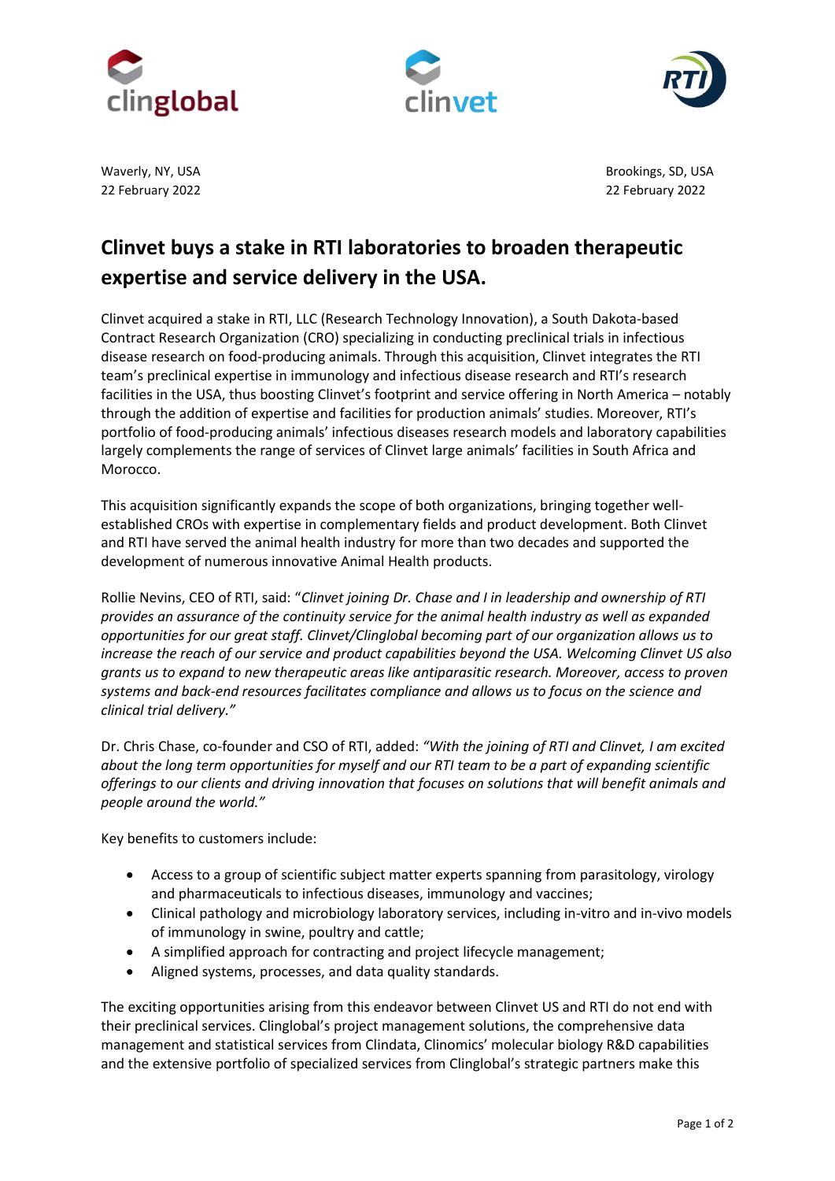Waverly, NY, USA
22 February 2022

Brookings, SD, USA
22 February 2022

# Clinvet buys a stake in RTI laboratories to broaden therapeutic expertise and service delivery in the USA.

Clinvet acquired a stake in RTI, LLC (Research Technology Innovation), a South Dakota-based Contract Research Organization (CRO) specializing in conducting preclinical trials in infectious disease research on food-producing animals. Through this acquisition, Clinvet integrates the RTI team's preclinical expertise in immunology and infectious disease research and RTI's research facilities in the USA, thus boosting Clinvet's footprint and service offering in North America – notably through the addition of expertise and facilities for production animals' studies. Moreover, RTI's portfolio of food-producing animals' infectious diseases research models and laboratory capabilities largely complements the range of services of Clinvet large animals' facilities in South Africa and Morocco.

This acquisition significantly expands the scope of both organizations, bringing together well-established CROs with expertise in complementary fields and product development. Both Clinvet and RTI have served the animal health industry for more than two decades and supported the development of numerous innovative Animal Health products.

Rollie Nevins, CEO of RTI, said: "*Clinvet joining Dr. Chase and I in leadership and ownership of RTI provides an assurance of the continuity service for the animal health industry as well as expanded opportunities for our great staff. Clinvet/Clinglobal becoming part of our organization allows us to increase the reach of our service and product capabilities beyond the USA. Welcoming Clinvet US also grants us to expand to new therapeutic areas like antiparasitic research. Moreover, access to proven systems and back-end resources facilitates compliance and allows us to focus on the science and clinical trial delivery.*"

Dr. Chris Chase, co-founder and CSO of RTI, added: *"With the joining of RTI and Clinvet, I am excited about the long term opportunities for myself and our RTI team to be a part of expanding scientific offerings to our clients and driving innovation that focuses on solutions that will benefit animals and people around the world."*

Key benefits to customers include:

- Access to a group of scientific subject matter experts spanning from parasitology, virology and pharmaceuticals to infectious diseases, immunology and vaccines;
- Clinical pathology and microbiology laboratory services, including in-vitro and in-vivo models of immunology in swine, poultry and cattle;
- A simplified approach for contracting and project lifecycle management;
- Aligned systems, processes, and data quality standards.

The exciting opportunities arising from this endeavor between Clinvet US and RTI do not end with their preclinical services. Clinglobal's project management solutions, the comprehensive data management and statistical services from Clindata, Clinomics' molecular biology R&D capabilities and the extensive portfolio of specialized services from Clinglobal's strategic partners make this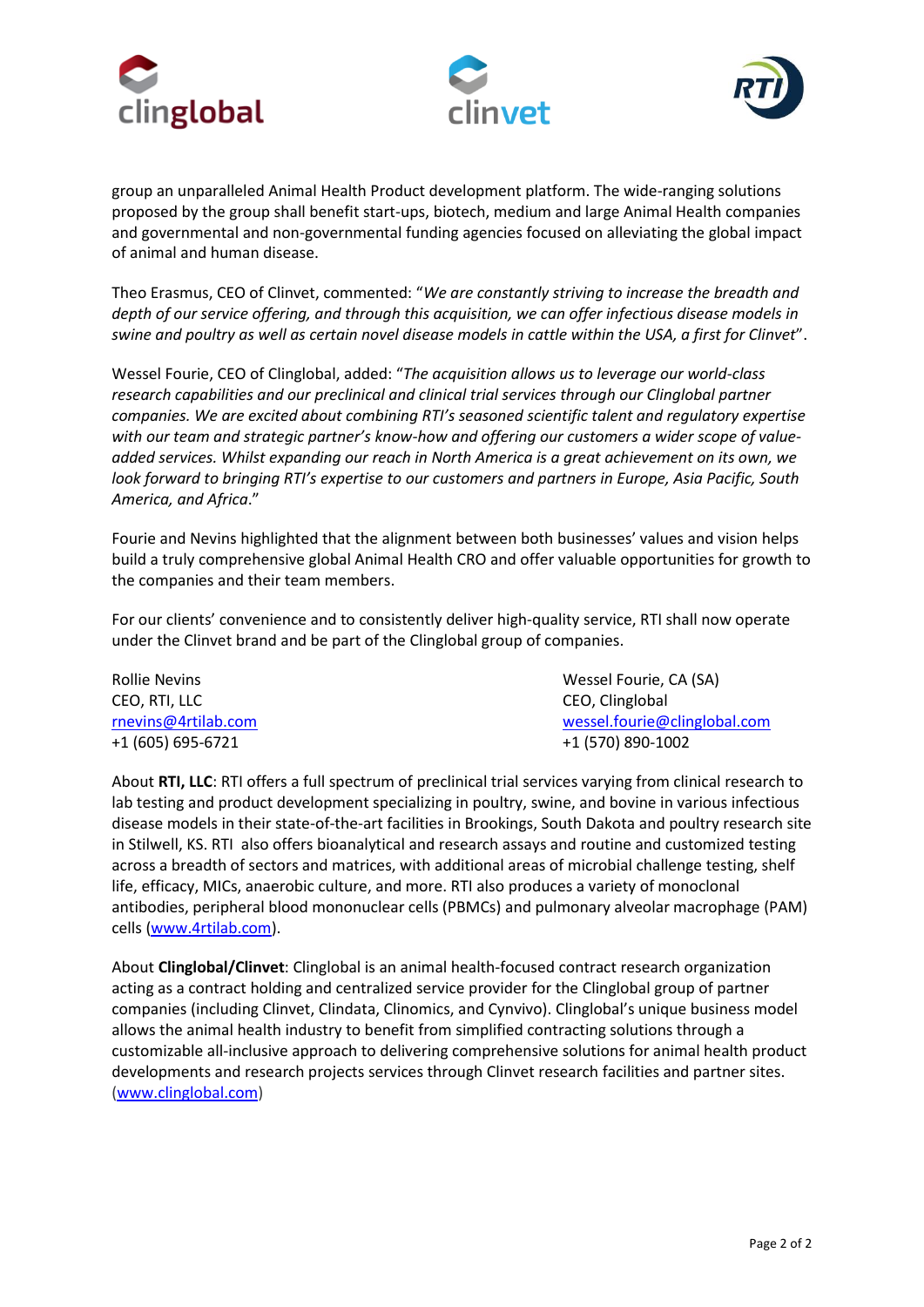group an unparalleled Animal Health Product development platform. The wide-ranging solutions proposed by the group shall benefit start-ups, biotech, medium and large Animal Health companies and governmental and non-governmental funding agencies focused on alleviating the global impact of animal and human disease.

Theo Erasmus, CEO of Clinvet, commented: "*We are constantly striving to increase the breadth and depth of our service offering, and through this acquisition, we can offer infectious disease models in swine and poultry as well as certain novel disease models in cattle within the USA, a first for Clinvet*".

Wessel Fourie, CEO of Clinglobal, added: "*The acquisition allows us to leverage our world-class research capabilities and our preclinical and clinical trial services through our Clinglobal partner companies. We are excited about combining RTI's seasoned scientific talent and regulatory expertise with our team and strategic partner's know-how and offering our customers a wider scope of value-added services. Whilst expanding our reach in North America is a great achievement on its own, we look forward to bringing RTI's expertise to our customers and partners in Europe, Asia Pacific, South America, and Africa*."

Fourie and Nevins highlighted that the alignment between both businesses' values and vision helps build a truly comprehensive global Animal Health CRO and offer valuable opportunities for growth to the companies and their team members.

For our clients' convenience and to consistently deliver high-quality service, RTI shall now operate under the Clinvet brand and be part of the Clinglobal group of companies.

Rollie Nevins
CEO, RTI, LLC
rnevins@4rtilab.com
+1 (605) 695-6721

Wessel Fourie, CA (SA)
CEO, Clinglobal
wessel.fourie@clinglobal.com
+1 (570) 890-1002

About **RTI, LLC**: RTI offers a full spectrum of preclinical trial services varying from clinical research to lab testing and product development specializing in poultry, swine, and bovine in various infectious disease models in their state-of-the-art facilities in Brookings, South Dakota and poultry research site in Stilwell, KS. RTI also offers bioanalytical and research assays and routine and customized testing across a breadth of sectors and matrices, with additional areas of microbial challenge testing, shelf life, efficacy, MICs, anaerobic culture, and more. RTI also produces a variety of monoclonal antibodies, peripheral blood mononuclear cells (PBMCs) and pulmonary alveolar macrophage (PAM) cells (www.4rtilab.com).

About **Clinglobal/Clinvet**: Clinglobal is an animal health-focused contract research organization acting as a contract holding and centralized service provider for the Clinglobal group of partner companies (including Clinvet, Clindata, Clinomics, and Cynvivo). Clinglobal's unique business model allows the animal health industry to benefit from simplified contracting solutions through a customizable all-inclusive approach to delivering comprehensive solutions for animal health product developments and research projects services through Clinvet research facilities and partner sites. (www.clinglobal.com)